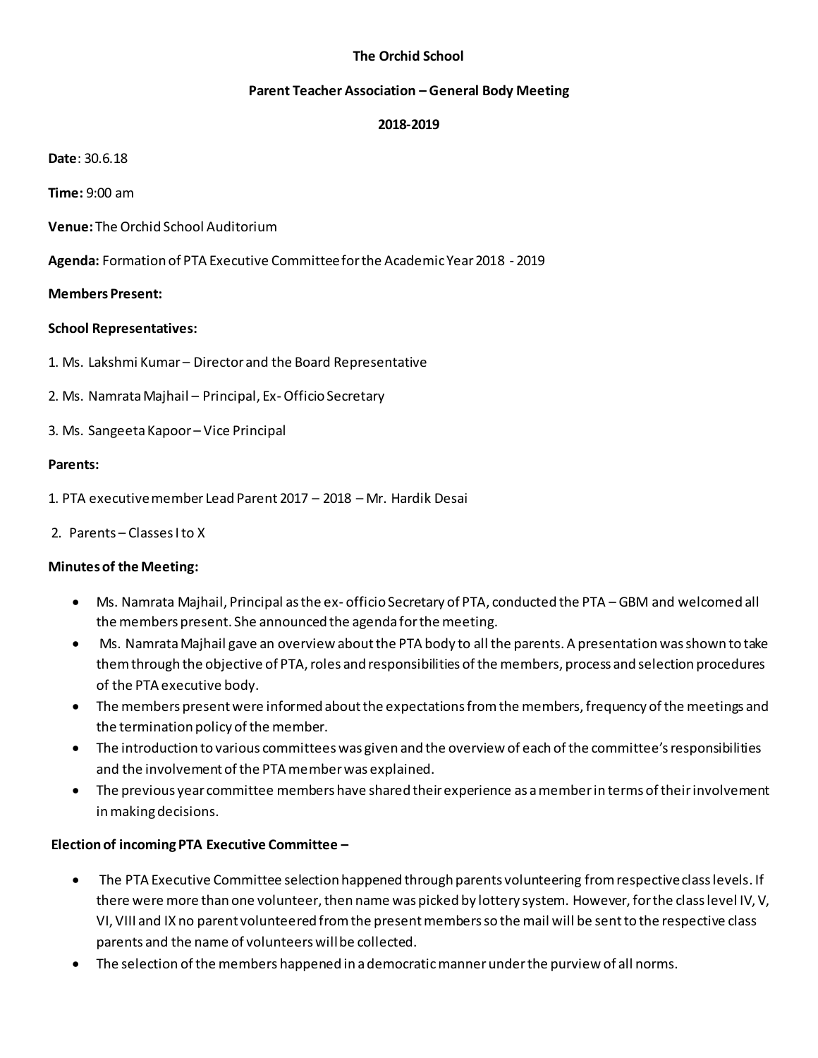**The Orchid School**

**Parent Teacher Association – General Body Meeting**

**2018-2019**

**Date**: 30.6.18

**Time:** 9:00 am

**Venue:** The Orchid School Auditorium

**Agenda:** Formation of PTA Executive Committee for the Academic Year 2018 - 2019

**Members Present:**

**School Representatives:**

1. Ms. Lakshmi Kumar – Director and the Board Representative

2. Ms. Namrata Majhail – Principal, Ex- Officio Secretary

3. Ms. Sangeeta Kapoor – Vice Principal

**Parents:**

1. PTA executive member Lead Parent 2017 – 2018 – Mr. Hardik Desai

2. Parents – Classes I to X

**Minutes of the Meeting:**

- Ms. Namrata Majhail, Principal as the ex- officio Secretary of PTA, conducted the PTA – GBM and welcomed all the members present. She announced the agenda for the meeting.
- Ms. Namrata Majhail gave an overview about the PTA body to all the parents. A presentation was shown to take them through the objective of PTA, roles and responsibilities of the members, process and selection procedures of the PTA executive body.
- The members present were informed about the expectations from the members, frequency of the meetings and the termination policy of the member.
- The introduction to various committees was given and the overview of each of the committee's responsibilities and the involvement of the PTA member was explained.
- The previous year committee members have shared their experience as a member in terms of their involvement in making decisions.

**Election of incoming PTA Executive Committee –**

- The PTA Executive Committee selection happened through parents volunteering from respective class levels. If there were more than one volunteer, then name was picked by lottery system. However, for the class level IV, V, VI, VIII and IX no parent volunteered from the present members so the mail will be sent to the respective class parents and the name of volunteers will be collected.
- The selection of the members happened in a democratic manner under the purview of all norms.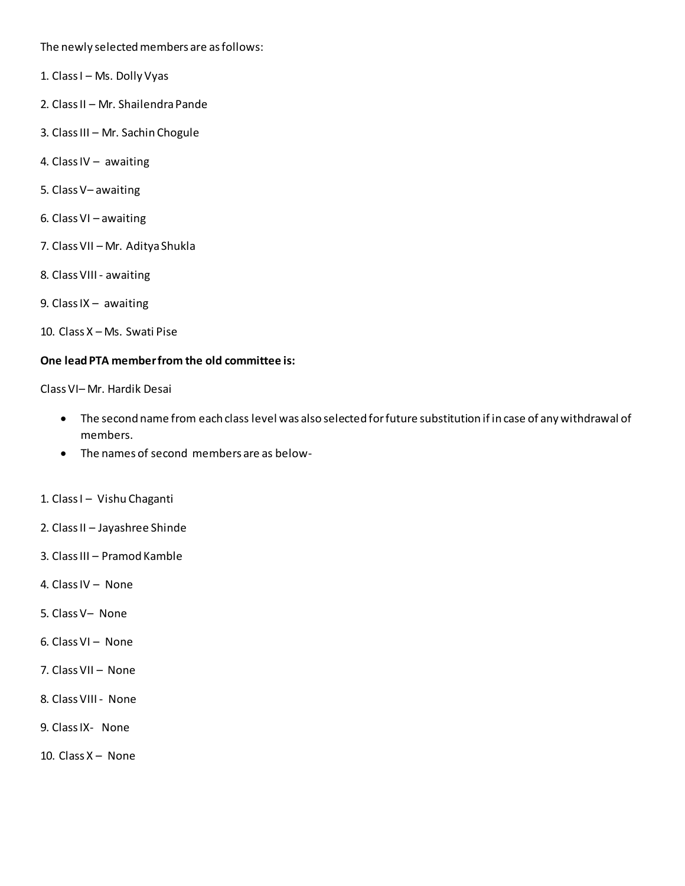The newly selected members are as follows:

1. Class I – Ms. Dolly Vyas
2. Class II – Mr. Shailendra Pande
3. Class III – Mr. Sachin Chogule
4. Class IV – awaiting
5. Class V– awaiting
6. Class VI – awaiting
7. Class VII – Mr. Aditya Shukla
8. Class VIII - awaiting
9. Class IX – awaiting
10. Class X – Ms. Swati Pise

**One lead PTA member from the old committee is:**

Class VI– Mr. Hardik Desai

- The second name from each class level was also selected for future substitution if in case of any withdrawal of members.
- The names of second members are as below-

1. Class I – Vishu Chaganti
2. Class II – Jayashree Shinde
3. Class III – Pramod Kamble
4. Class IV – None
5. Class V– None
6. Class VI – None
7. Class VII – None
8. Class VIII - None
9. Class IX- None
10. Class X – None